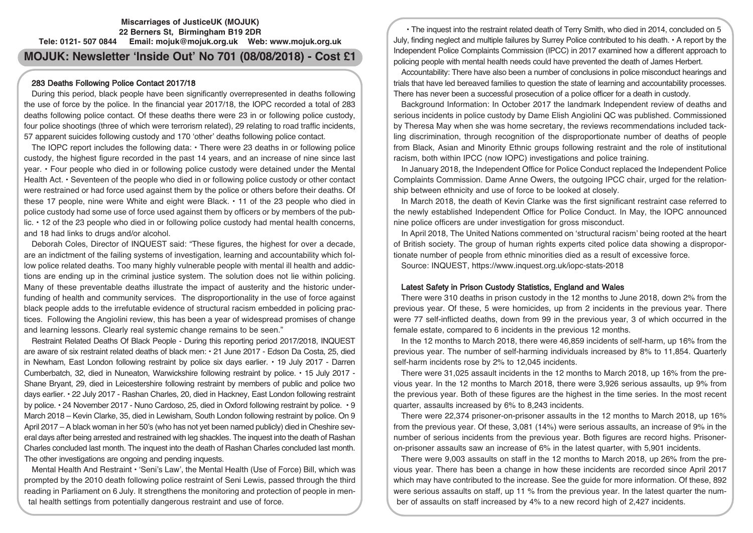**Miscarriages of JusticeUK (MOJUK)**
**22 Berners St, Birmingham B19 2DR**
**Tele: 0121- 507 0844 Email: mojuk@mojuk.org.uk Web: www.mojuk.org.uk**

# MOJUK: Newsletter 'Inside Out' No 701 (08/08/2018) - Cost £1

## 283 Deaths Following Police Contact 2017/18

During this period, black people have been significantly overrepresented in deaths following the use of force by the police. In the financial year 2017/18, the IOPC recorded a total of 283 deaths following police contact. Of these deaths there were 23 in or following police custody, four police shootings (three of which were terrorism related), 29 relating to road traffic incidents, 57 apparent suicides following custody and 170 'other' deaths following police contact.

The IOPC report includes the following data: • There were 23 deaths in or following police custody, the highest figure recorded in the past 14 years, and an increase of nine since last year. • Four people who died in or following police custody were detained under the Mental Health Act. • Seventeen of the people who died in or following police custody or other contact were restrained or had force used against them by the police or others before their deaths. Of these 17 people, nine were White and eight were Black. • 11 of the 23 people who died in police custody had some use of force used against them by officers or by members of the public. • 12 of the 23 people who died in or following police custody had mental health concerns, and 18 had links to drugs and/or alcohol.

Deborah Coles, Director of INQUEST said: "These figures, the highest for over a decade, are an indictment of the failing systems of investigation, learning and accountability which follow police related deaths. Too many highly vulnerable people with mental ill health and addictions are ending up in the criminal justice system. The solution does not lie within policing. Many of these preventable deaths illustrate the impact of austerity and the historic underfunding of health and community services. The disproportionality in the use of force against black people adds to the irrefutable evidence of structural racism embedded in policing practices. Following the Angiolini review, this has been a year of widespread promises of change and learning lessons. Clearly real systemic change remains to be seen."

Restraint Related Deaths Of Black People - During this reporting period 2017/2018, INQUEST are aware of six restraint related deaths of black men: • 21 June 2017 - Edson Da Costa, 25, died in Newham, East London following restraint by police six days earlier. • 19 July 2017 - Darren Cumberbatch, 32, died in Nuneaton, Warwickshire following restraint by police. • 15 July 2017 - Shane Bryant, 29, died in Leicestershire following restraint by members of public and police two days earlier. • 22 July 2017 - Rashan Charles, 20, died in Hackney, East London following restraint by police. • 24 November 2017 - Nuno Cardoso, 25, died in Oxford following restraint by police. • 9 March 2018 – Kevin Clarke, 35, died in Lewisham, South London following restraint by police. On 9 April 2017 – A black woman in her 50's (who has not yet been named publicly) died in Cheshire several days after being arrested and restrained with leg shackles. The inquest into the death of Rashan Charles concluded last month. The inquest into the death of Rashan Charles concluded last month. The other investigations are ongoing and pending inquests.

Mental Health And Restraint • 'Seni's Law', the Mental Health (Use of Force) Bill, which was prompted by the 2010 death following police restraint of Seni Lewis, passed through the third reading in Parliament on 6 July. It strengthens the monitoring and protection of people in mental health settings from potentially dangerous restraint and use of force.

• The inquest into the restraint related death of Terry Smith, who died in 2014, concluded on 5 July, finding neglect and multiple failures by Surrey Police contributed to his death. • A report by the Independent Police Complaints Commission (IPCC) in 2017 examined how a different approach to policing people with mental health needs could have prevented the death of James Herbert.

Accountability: There have also been a number of conclusions in police misconduct hearings and trials that have led bereaved families to question the state of learning and accountability processes. There has never been a successful prosecution of a police officer for a death in custody.

Background Information: In October 2017 the landmark Independent review of deaths and serious incidents in police custody by Dame Elish Angiolini QC was published. Commissioned by Theresa May when she was home secretary, the reviews recommendations included tackling discrimination, through recognition of the disproportionate number of deaths of people from Black, Asian and Minority Ethnic groups following restraint and the role of institutional racism, both within IPCC (now IOPC) investigations and police training.

In January 2018, the Independent Office for Police Conduct replaced the Independent Police Complaints Commission. Dame Anne Owers, the outgoing IPCC chair, urged for the relationship between ethnicity and use of force to be looked at closely.

In March 2018, the death of Kevin Clarke was the first significant restraint case referred to the newly established Independent Office for Police Conduct. In May, the IOPC announced nine police officers are under investigation for gross misconduct.

In April 2018, The United Nations commented on 'structural racism' being rooted at the heart of British society. The group of human rights experts cited police data showing a disproportionate number of people from ethnic minorities died as a result of excessive force.

Source: INQUEST, https://www.inquest.org.uk/iopc-stats-2018

## Latest Safety in Prison Custody Statistics, England and Wales

There were 310 deaths in prison custody in the 12 months to June 2018, down 2% from the previous year. Of these, 5 were homicides, up from 2 incidents in the previous year. There were 77 self-inflicted deaths, down from 99 in the previous year, 3 of which occurred in the female estate, compared to 6 incidents in the previous 12 months.

In the 12 months to March 2018, there were 46,859 incidents of self-harm, up 16% from the previous year. The number of self-harming individuals increased by 8% to 11,854. Quarterly self-harm incidents rose by 2% to 12,045 incidents.

There were 31,025 assault incidents in the 12 months to March 2018, up 16% from the previous year. In the 12 months to March 2018, there were 3,926 serious assaults, up 9% from the previous year. Both of these figures are the highest in the time series. In the most recent quarter, assaults increased by 6% to 8,243 incidents.

There were 22,374 prisoner-on-prisoner assaults in the 12 months to March 2018, up 16% from the previous year. Of these, 3,081 (14%) were serious assaults, an increase of 9% in the number of serious incidents from the previous year. Both figures are record highs. Prisoner-on-prisoner assaults saw an increase of 6% in the latest quarter, with 5,901 incidents.

There were 9,003 assaults on staff in the 12 months to March 2018, up 26% from the previous year. There has been a change in how these incidents are recorded since April 2017 which may have contributed to the increase. See the guide for more information. Of these, 892 were serious assaults on staff, up 11 % from the previous year. In the latest quarter the number of assaults on staff increased by 4% to a new record high of 2,427 incidents.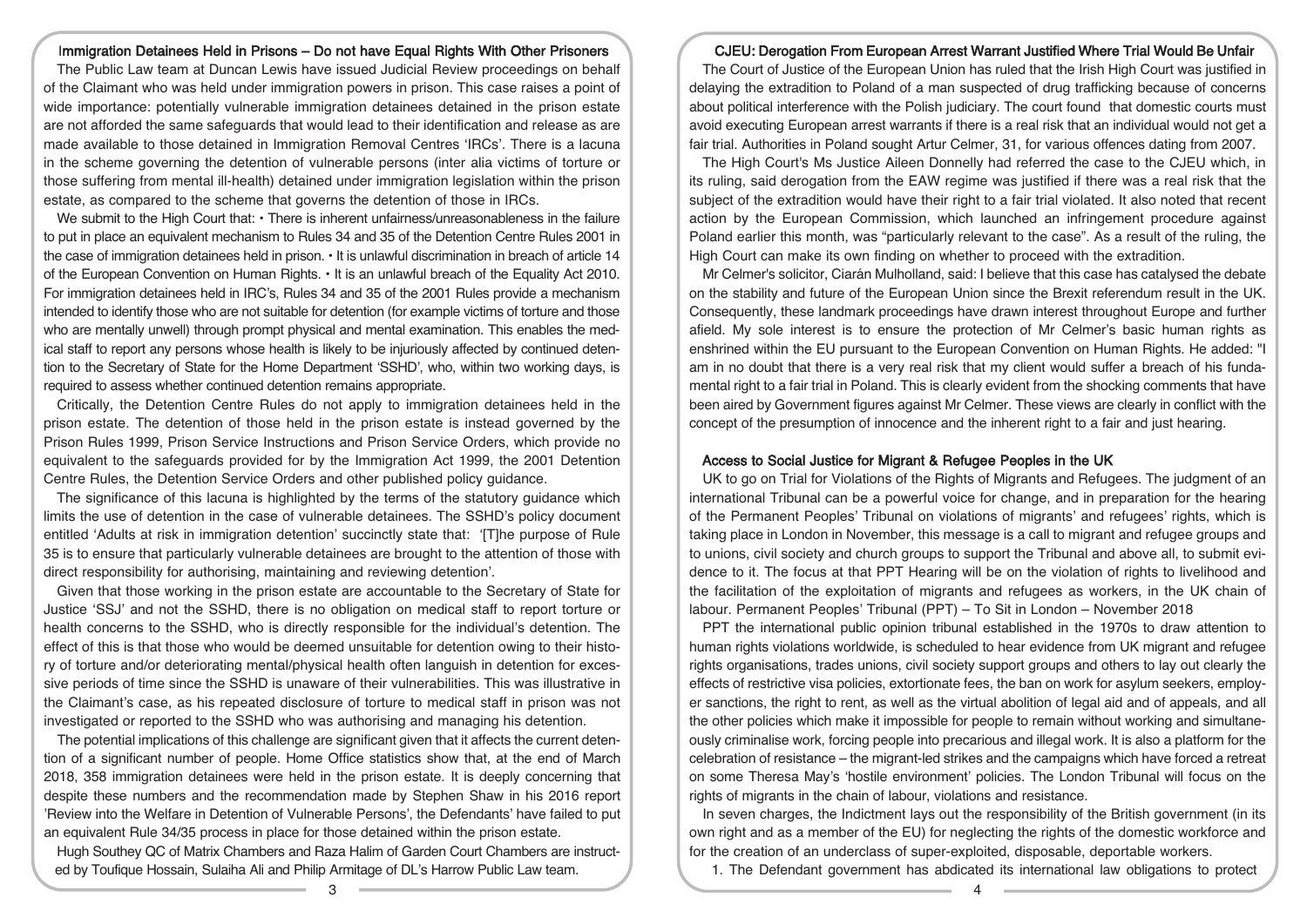## Immigration Detainees Held in Prisons – Do not have Equal Rights With Other Prisoners

The Public Law team at Duncan Lewis have issued Judicial Review proceedings on behalf of the Claimant who was held under immigration powers in prison. This case raises a point of wide importance: potentially vulnerable immigration detainees detained in the prison estate are not afforded the same safeguards that would lead to their identification and release as are made available to those detained in Immigration Removal Centres 'IRCs'. There is a lacuna in the scheme governing the detention of vulnerable persons (inter alia victims of torture or those suffering from mental ill-health) detained under immigration legislation within the prison estate, as compared to the scheme that governs the detention of those in IRCs.

We submit to the High Court that: • There is inherent unfairness/unreasonableness in the failure to put in place an equivalent mechanism to Rules 34 and 35 of the Detention Centre Rules 2001 in the case of immigration detainees held in prison. • It is unlawful discrimination in breach of article 14 of the European Convention on Human Rights. • It is an unlawful breach of the Equality Act 2010. For immigration detainees held in IRC's, Rules 34 and 35 of the 2001 Rules provide a mechanism intended to identify those who are not suitable for detention (for example victims of torture and those who are mentally unwell) through prompt physical and mental examination. This enables the medical staff to report any persons whose health is likely to be injuriously affected by continued detention to the Secretary of State for the Home Department 'SSHD', who, within two working days, is required to assess whether continued detention remains appropriate.

Critically, the Detention Centre Rules do not apply to immigration detainees held in the prison estate. The detention of those held in the prison estate is instead governed by the Prison Rules 1999, Prison Service Instructions and Prison Service Orders, which provide no equivalent to the safeguards provided for by the Immigration Act 1999, the 2001 Detention Centre Rules, the Detention Service Orders and other published policy guidance.

The significance of this lacuna is highlighted by the terms of the statutory guidance which limits the use of detention in the case of vulnerable detainees. The SSHD's policy document entitled 'Adults at risk in immigration detention' succinctly state that: '[T]he purpose of Rule 35 is to ensure that particularly vulnerable detainees are brought to the attention of those with direct responsibility for authorising, maintaining and reviewing detention'.

Given that those working in the prison estate are accountable to the Secretary of State for Justice 'SSJ' and not the SSHD, there is no obligation on medical staff to report torture or health concerns to the SSHD, who is directly responsible for the individual's detention. The effect of this is that those who would be deemed unsuitable for detention owing to their history of torture and/or deteriorating mental/physical health often languish in detention for excessive periods of time since the SSHD is unaware of their vulnerabilities. This was illustrative in the Claimant's case, as his repeated disclosure of torture to medical staff in prison was not investigated or reported to the SSHD who was authorising and managing his detention.

The potential implications of this challenge are significant given that it affects the current detention of a significant number of people. Home Office statistics show that, at the end of March 2018, 358 immigration detainees were held in the prison estate. It is deeply concerning that despite these numbers and the recommendation made by Stephen Shaw in his 2016 report 'Review into the Welfare in Detention of Vulnerable Persons', the Defendants' have failed to put an equivalent Rule 34/35 process in place for those detained within the prison estate.

Hugh Southey QC of Matrix Chambers and Raza Halim of Garden Court Chambers are instructed by Toufique Hossain, Sulaiha Ali and Philip Armitage of DL's Harrow Public Law team.

## CJEU: Derogation From European Arrest Warrant Justified Where Trial Would Be Unfair

The Court of Justice of the European Union has ruled that the Irish High Court was justified in delaying the extradition to Poland of a man suspected of drug trafficking because of concerns about political interference with the Polish judiciary. The court found that domestic courts must avoid executing European arrest warrants if there is a real risk that an individual would not get a fair trial. Authorities in Poland sought Artur Celmer, 31, for various offences dating from 2007.

The High Court's Ms Justice Aileen Donnelly had referred the case to the CJEU which, in its ruling, said derogation from the EAW regime was justified if there was a real risk that the subject of the extradition would have their right to a fair trial violated. It also noted that recent action by the European Commission, which launched an infringement procedure against Poland earlier this month, was "particularly relevant to the case". As a result of the ruling, the High Court can make its own finding on whether to proceed with the extradition.

Mr Celmer's solicitor, Ciarán Mulholland, said: I believe that this case has catalysed the debate on the stability and future of the European Union since the Brexit referendum result in the UK. Consequently, these landmark proceedings have drawn interest throughout Europe and further afield. My sole interest is to ensure the protection of Mr Celmer's basic human rights as enshrined within the EU pursuant to the European Convention on Human Rights. He added: "I am in no doubt that there is a very real risk that my client would suffer a breach of his fundamental right to a fair trial in Poland. This is clearly evident from the shocking comments that have been aired by Government figures against Mr Celmer. These views are clearly in conflict with the concept of the presumption of innocence and the inherent right to a fair and just hearing.

## Access to Social Justice for Migrant & Refugee Peoples in the UK

UK to go on Trial for Violations of the Rights of Migrants and Refugees. The judgment of an international Tribunal can be a powerful voice for change, and in preparation for the hearing of the Permanent Peoples' Tribunal on violations of migrants' and refugees' rights, which is taking place in London in November, this message is a call to migrant and refugee groups and to unions, civil society and church groups to support the Tribunal and above all, to submit evidence to it. The focus at that PPT Hearing will be on the violation of rights to livelihood and the facilitation of the exploitation of migrants and refugees as workers, in the UK chain of labour. Permanent Peoples' Tribunal (PPT) – To Sit in London – November 2018

PPT the international public opinion tribunal established in the 1970s to draw attention to human rights violations worldwide, is scheduled to hear evidence from UK migrant and refugee rights organisations, trades unions, civil society support groups and others to lay out clearly the effects of restrictive visa policies, extortionate fees, the ban on work for asylum seekers, employer sanctions, the right to rent, as well as the virtual abolition of legal aid and of appeals, and all the other policies which make it impossible for people to remain without working and simultaneously criminalise work, forcing people into precarious and illegal work. It is also a platform for the celebration of resistance – the migrant-led strikes and the campaigns which have forced a retreat on some Theresa May's 'hostile environment' policies. The London Tribunal will focus on the rights of migrants in the chain of labour, violations and resistance.

In seven charges, the Indictment lays out the responsibility of the British government (in its own right and as a member of the EU) for neglecting the rights of the domestic workforce and for the creation of an underclass of super-exploited, disposable, deportable workers.

1. The Defendant government has abdicated its international law obligations to protect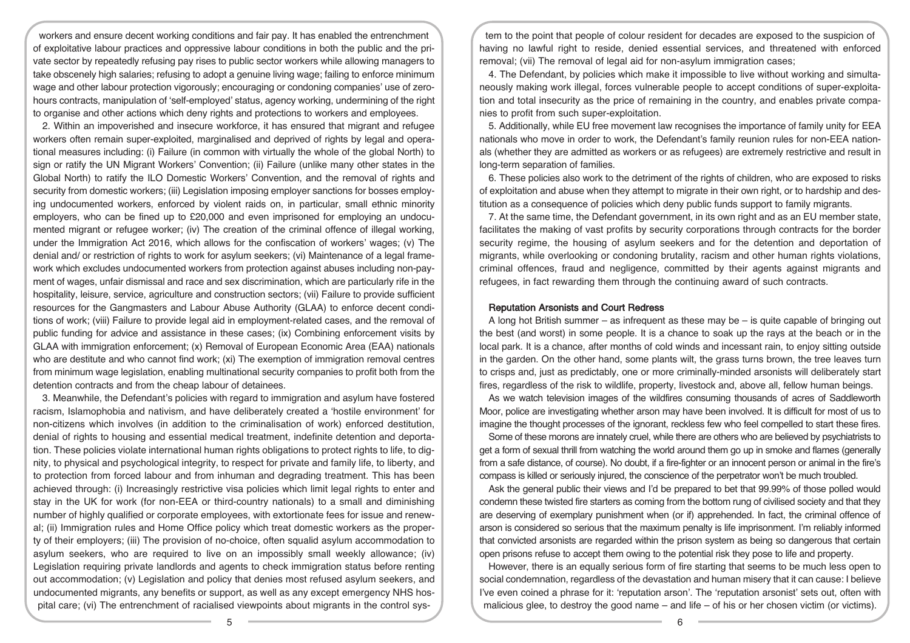workers and ensure decent working conditions and fair pay. It has enabled the entrenchment of exploitative labour practices and oppressive labour conditions in both the public and the private sector by repeatedly refusing pay rises to public sector workers while allowing managers to take obscenely high salaries; refusing to adopt a genuine living wage; failing to enforce minimum wage and other labour protection vigorously; encouraging or condoning companies' use of zero-hours contracts, manipulation of 'self-employed' status, agency working, undermining of the right to organise and other actions which deny rights and protections to workers and employees.

2. Within an impoverished and insecure workforce, it has ensured that migrant and refugee workers often remain super-exploited, marginalised and deprived of rights by legal and operational measures including: (i) Failure (in common with virtually the whole of the global North) to sign or ratify the UN Migrant Workers' Convention; (ii) Failure (unlike many other states in the Global North) to ratify the ILO Domestic Workers' Convention, and the removal of rights and security from domestic workers; (iii) Legislation imposing employer sanctions for bosses employing undocumented workers, enforced by violent raids on, in particular, small ethnic minority employers, who can be fined up to £20,000 and even imprisoned for employing an undocumented migrant or refugee worker; (iv) The creation of the criminal offence of illegal working, under the Immigration Act 2016, which allows for the confiscation of workers' wages; (v) The denial and/ or restriction of rights to work for asylum seekers; (vi) Maintenance of a legal framework which excludes undocumented workers from protection against abuses including non-payment of wages, unfair dismissal and race and sex discrimination, which are particularly rife in the hospitality, leisure, service, agriculture and construction sectors; (vii) Failure to provide sufficient resources for the Gangmasters and Labour Abuse Authority (GLAA) to enforce decent conditions of work; (viii) Failure to provide legal aid in employment-related cases, and the removal of public funding for advice and assistance in these cases; (ix) Combining enforcement visits by GLAA with immigration enforcement; (x) Removal of European Economic Area (EAA) nationals who are destitute and who cannot find work; (xi) The exemption of immigration removal centres from minimum wage legislation, enabling multinational security companies to profit both from the detention contracts and from the cheap labour of detainees.

3. Meanwhile, the Defendant's policies with regard to immigration and asylum have fostered racism, Islamophobia and nativism, and have deliberately created a 'hostile environment' for non-citizens which involves (in addition to the criminalisation of work) enforced destitution, denial of rights to housing and essential medical treatment, indefinite detention and deportation. These policies violate international human rights obligations to protect rights to life, to dignity, to physical and psychological integrity, to respect for private and family life, to liberty, and to protection from forced labour and from inhuman and degrading treatment. This has been achieved through: (i) Increasingly restrictive visa policies which limit legal rights to enter and stay in the UK for work (for non-EEA or third-country nationals) to a small and diminishing number of highly qualified or corporate employees, with extortionate fees for issue and renewal; (ii) Immigration rules and Home Office policy which treat domestic workers as the property of their employers; (iii) The provision of no-choice, often squalid asylum accommodation to asylum seekers, who are required to live on an impossibly small weekly allowance; (iv) Legislation requiring private landlords and agents to check immigration status before renting out accommodation; (v) Legislation and policy that denies most refused asylum seekers, and undocumented migrants, any benefits or support, as well as any except emergency NHS hospital care; (vi) The entrenchment of racialised viewpoints about migrants in the control system to the point that people of colour resident for decades are exposed to the suspicion of having no lawful right to reside, denied essential services, and threatened with enforced removal; (vii) The removal of legal aid for non-asylum immigration cases;

4. The Defendant, by policies which make it impossible to live without working and simultaneously making work illegal, forces vulnerable people to accept conditions of super-exploitation and total insecurity as the price of remaining in the country, and enables private companies to profit from such super-exploitation.

5. Additionally, while EU free movement law recognises the importance of family unity for EEA nationals who move in order to work, the Defendant's family reunion rules for non-EEA nationals (whether they are admitted as workers or as refugees) are extremely restrictive and result in long-term separation of families.

6. These policies also work to the detriment of the rights of children, who are exposed to risks of exploitation and abuse when they attempt to migrate in their own right, or to hardship and destitution as a consequence of policies which deny public funds support to family migrants.

7. At the same time, the Defendant government, in its own right and as an EU member state, facilitates the making of vast profits by security corporations through contracts for the border security regime, the housing of asylum seekers and for the detention and deportation of migrants, while overlooking or condoning brutality, racism and other human rights violations, criminal offences, fraud and negligence, committed by their agents against migrants and refugees, in fact rewarding them through the continuing award of such contracts.

## Reputation Arsonists and Court Redress

A long hot British summer – as infrequent as these may be – is quite capable of bringing out the best (and worst) in some people. It is a chance to soak up the rays at the beach or in the local park. It is a chance, after months of cold winds and incessant rain, to enjoy sitting outside in the garden. On the other hand, some plants wilt, the grass turns brown, the tree leaves turn to crisps and, just as predictably, one or more criminally-minded arsonists will deliberately start fires, regardless of the risk to wildlife, property, livestock and, above all, fellow human beings.

As we watch television images of the wildfires consuming thousands of acres of Saddleworth Moor, police are investigating whether arson may have been involved. It is difficult for most of us to imagine the thought processes of the ignorant, reckless few who feel compelled to start these fires.

Some of these morons are innately cruel, while there are others who are believed by psychiatrists to get a form of sexual thrill from watching the world around them go up in smoke and flames (generally from a safe distance, of course). No doubt, if a fire-fighter or an innocent person or animal in the fire's compass is killed or seriously injured, the conscience of the perpetrator won't be much troubled.

Ask the general public their views and I'd be prepared to bet that 99.99% of those polled would condemn these twisted fire starters as coming from the bottom rung of civilised society and that they are deserving of exemplary punishment when (or if) apprehended. In fact, the criminal offence of arson is considered so serious that the maximum penalty is life imprisonment. I'm reliably informed that convicted arsonists are regarded within the prison system as being so dangerous that certain open prisons refuse to accept them owing to the potential risk they pose to life and property.

However, there is an equally serious form of fire starting that seems to be much less open to social condemnation, regardless of the devastation and human misery that it can cause: I believe I've even coined a phrase for it: 'reputation arson'. The 'reputation arsonist' sets out, often with malicious glee, to destroy the good name – and life – of his or her chosen victim (or victims).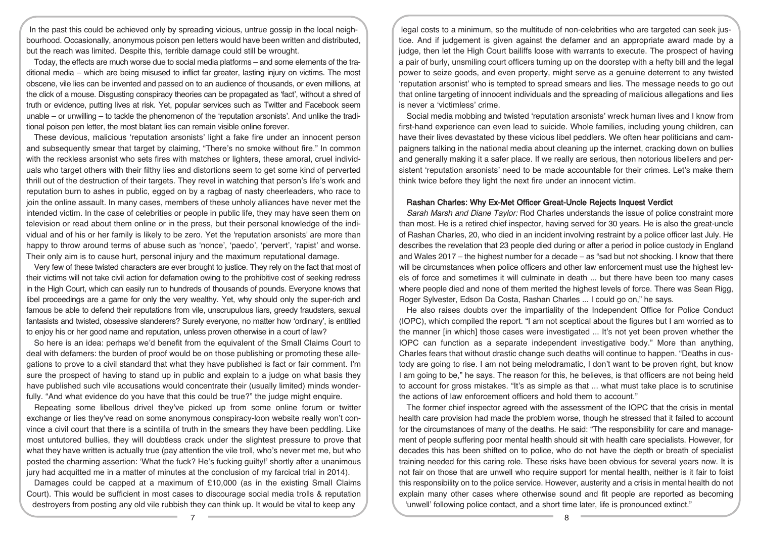In the past this could be achieved only by spreading vicious, untrue gossip in the local neighbourhood. Occasionally, anonymous poison pen letters would have been written and distributed, but the reach was limited. Despite this, terrible damage could still be wrought.

Today, the effects are much worse due to social media platforms – and some elements of the traditional media – which are being misused to inflict far greater, lasting injury on victims. The most obscene, vile lies can be invented and passed on to an audience of thousands, or even millions, at the click of a mouse. Disgusting conspiracy theories can be propagated as 'fact', without a shred of truth or evidence, putting lives at risk. Yet, popular services such as Twitter and Facebook seem unable – or unwilling – to tackle the phenomenon of the 'reputation arsonists'. And unlike the traditional poison pen letter, the most blatant lies can remain visible online forever.

These devious, malicious 'reputation arsonists' light a fake fire under an innocent person and subsequently smear that target by claiming, "There's no smoke without fire." In common with the reckless arsonist who sets fires with matches or lighters, these amoral, cruel individuals who target others with their filthy lies and distortions seem to get some kind of perverted thrill out of the destruction of their targets. They revel in watching that person's life's work and reputation burn to ashes in public, egged on by a ragbag of nasty cheerleaders, who race to join the online assault. In many cases, members of these unholy alliances have never met the intended victim. In the case of celebrities or people in public life, they may have seen them on television or read about them online or in the press, but their personal knowledge of the individual and of his or her family is likely to be zero. Yet the 'reputation arsonists' are more than happy to throw around terms of abuse such as 'nonce', 'paedo', 'pervert', 'rapist' and worse. Their only aim is to cause hurt, personal injury and the maximum reputational damage.

Very few of these twisted characters are ever brought to justice. They rely on the fact that most of their victims will not take civil action for defamation owing to the prohibitive cost of seeking redress in the High Court, which can easily run to hundreds of thousands of pounds. Everyone knows that libel proceedings are a game for only the very wealthy. Yet, why should only the super-rich and famous be able to defend their reputations from vile, unscrupulous liars, greedy fraudsters, sexual fantasists and twisted, obsessive slanderers? Surely everyone, no matter how 'ordinary', is entitled to enjoy his or her good name and reputation, unless proven otherwise in a court of law?

So here is an idea: perhaps we'd benefit from the equivalent of the Small Claims Court to deal with defamers: the burden of proof would be on those publishing or promoting these allegations to prove to a civil standard that what they have published is fact or fair comment. I'm sure the prospect of having to stand up in public and explain to a judge on what basis they have published such vile accusations would concentrate their (usually limited) minds wonderfully. "And what evidence do you have that this could be true?" the judge might enquire.

Repeating some libellous drivel they've picked up from some online forum or twitter exchange or lies they've read on some anonymous conspiracy-loon website really won't convince a civil court that there is a scintilla of truth in the smears they have been peddling. Like most untutored bullies, they will doubtless crack under the slightest pressure to prove that what they have written is actually true (pay attention the vile troll, who's never met me, but who posted the charming assertion: 'What the fuck? He's fucking guilty!' shortly after a unanimous jury had acquitted me in a matter of minutes at the conclusion of my farcical trial in 2014).

Damages could be capped at a maximum of £10,000 (as in the existing Small Claims Court). This would be sufficient in most cases to discourage social media trolls & reputation destroyers from posting any old vile rubbish they can think up. It would be vital to keep any legal costs to a minimum, so the multitude of non-celebrities who are targeted can seek justice. And if judgement is given against the defamer and an appropriate award made by a judge, then let the High Court bailiffs loose with warrants to execute. The prospect of having a pair of burly, unsmiling court officers turning up on the doorstep with a hefty bill and the legal power to seize goods, and even property, might serve as a genuine deterrent to any twisted 'reputation arsonist' who is tempted to spread smears and lies. The message needs to go out that online targeting of innocent individuals and the spreading of malicious allegations and lies is never a 'victimless' crime.

Social media mobbing and twisted 'reputation arsonists' wreck human lives and I know from first-hand experience can even lead to suicide. Whole families, including young children, can have their lives devastated by these vicious libel peddlers. We often hear politicians and campaigners talking in the national media about cleaning up the internet, cracking down on bullies and generally making it a safer place. If we really are serious, then notorious libellers and persistent 'reputation arsonists' need to be made accountable for their crimes. Let's make them think twice before they light the next fire under an innocent victim.

## Rashan Charles: Why Ex-Met Officer Great-Uncle Rejects Inquest Verdict

*Sarah Marsh and Diane Taylor:* Rod Charles understands the issue of police constraint more than most. He is a retired chief inspector, having served for 30 years. He is also the great-uncle of Rashan Charles, 20, who died in an incident involving restraint by a police officer last July. He describes the revelation that 23 people died during or after a period in police custody in England and Wales 2017 – the highest number for a decade – as "sad but not shocking. I know that there will be circumstances when police officers and other law enforcement must use the highest levels of force and sometimes it will culminate in death ... but there have been too many cases where people died and none of them merited the highest levels of force. There was Sean Rigg, Roger Sylvester, Edson Da Costa, Rashan Charles ... I could go on," he says.

He also raises doubts over the impartiality of the Independent Office for Police Conduct (IOPC), which compiled the report. "I am not sceptical about the figures but I am worried as to the manner [in which] those cases were investigated ... It's not yet been proven whether the IOPC can function as a separate independent investigative body." More than anything, Charles fears that without drastic change such deaths will continue to happen. "Deaths in custody are going to rise. I am not being melodramatic, I don't want to be proven right, but know I am going to be," he says. The reason for this, he believes, is that officers are not being held to account for gross mistakes. "It's as simple as that ... what must take place is to scrutinise the actions of law enforcement officers and hold them to account."

The former chief inspector agreed with the assessment of the IOPC that the crisis in mental health care provision had made the problem worse, though he stressed that it failed to account for the circumstances of many of the deaths. He said: "The responsibility for care and management of people suffering poor mental health should sit with health care specialists. However, for decades this has been shifted on to police, who do not have the depth or breath of specialist training needed for this caring role. These risks have been obvious for several years now. It is not fair on those that are unwell who require support for mental health, neither is it fair to foist this responsibility on to the police service. However, austerity and a crisis in mental health do not explain many other cases where otherwise sound and fit people are reported as becoming 'unwell' following police contact, and a short time later, life is pronounced extinct."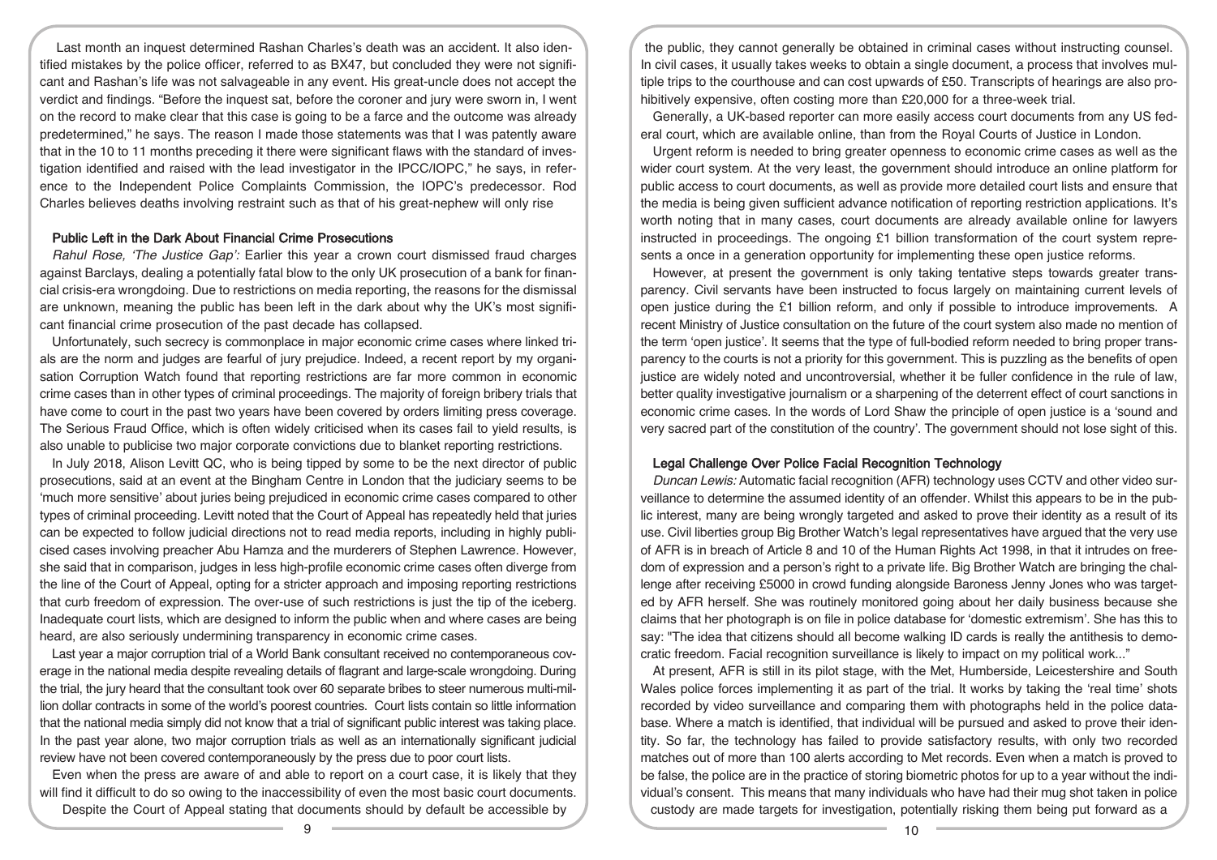Last month an inquest determined Rashan Charles's death was an accident. It also identified mistakes by the police officer, referred to as BX47, but concluded they were not significant and Rashan's life was not salvageable in any event. His great-uncle does not accept the verdict and findings. "Before the inquest sat, before the coroner and jury were sworn in, I went on the record to make clear that this case is going to be a farce and the outcome was already predetermined," he says. The reason I made those statements was that I was patently aware that in the 10 to 11 months preceding it there were significant flaws with the standard of investigation identified and raised with the lead investigator in the IPCC/IOPC," he says, in reference to the Independent Police Complaints Commission, the IOPC's predecessor. Rod Charles believes deaths involving restraint such as that of his great-nephew will only rise

### Public Left in the Dark About Financial Crime Prosecutions

*Rahul Rose, 'The Justice Gap':* Earlier this year a crown court dismissed fraud charges against Barclays, dealing a potentially fatal blow to the only UK prosecution of a bank for financial crisis-era wrongdoing. Due to restrictions on media reporting, the reasons for the dismissal are unknown, meaning the public has been left in the dark about why the UK's most significant financial crime prosecution of the past decade has collapsed.

Unfortunately, such secrecy is commonplace in major economic crime cases where linked trials are the norm and judges are fearful of jury prejudice. Indeed, a recent report by my organisation Corruption Watch found that reporting restrictions are far more common in economic crime cases than in other types of criminal proceedings. The majority of foreign bribery trials that have come to court in the past two years have been covered by orders limiting press coverage. The Serious Fraud Office, which is often widely criticised when its cases fail to yield results, is also unable to publicise two major corporate convictions due to blanket reporting restrictions.

In July 2018, Alison Levitt QC, who is being tipped by some to be the next director of public prosecutions, said at an event at the Bingham Centre in London that the judiciary seems to be 'much more sensitive' about juries being prejudiced in economic crime cases compared to other types of criminal proceeding. Levitt noted that the Court of Appeal has repeatedly held that juries can be expected to follow judicial directions not to read media reports, including in highly publicised cases involving preacher Abu Hamza and the murderers of Stephen Lawrence. However, she said that in comparison, judges in less high-profile economic crime cases often diverge from the line of the Court of Appeal, opting for a stricter approach and imposing reporting restrictions that curb freedom of expression. The over-use of such restrictions is just the tip of the iceberg. Inadequate court lists, which are designed to inform the public when and where cases are being heard, are also seriously undermining transparency in economic crime cases.

Last year a major corruption trial of a World Bank consultant received no contemporaneous coverage in the national media despite revealing details of flagrant and large-scale wrongdoing. During the trial, the jury heard that the consultant took over 60 separate bribes to steer numerous multi-million dollar contracts in some of the world's poorest countries. Court lists contain so little information that the national media simply did not know that a trial of significant public interest was taking place. In the past year alone, two major corruption trials as well as an internationally significant judicial review have not been covered contemporaneously by the press due to poor court lists.

Even when the press are aware of and able to report on a court case, it is likely that they will find it difficult to do so owing to the inaccessibility of even the most basic court documents. Despite the Court of Appeal stating that documents should by default be accessible by the public, they cannot generally be obtained in criminal cases without instructing counsel. In civil cases, it usually takes weeks to obtain a single document, a process that involves multiple trips to the courthouse and can cost upwards of £50. Transcripts of hearings are also prohibitively expensive, often costing more than £20,000 for a three-week trial.

Generally, a UK-based reporter can more easily access court documents from any US federal court, which are available online, than from the Royal Courts of Justice in London.

Urgent reform is needed to bring greater openness to economic crime cases as well as the wider court system. At the very least, the government should introduce an online platform for public access to court documents, as well as provide more detailed court lists and ensure that the media is being given sufficient advance notification of reporting restriction applications. It's worth noting that in many cases, court documents are already available online for lawyers instructed in proceedings. The ongoing £1 billion transformation of the court system represents a once in a generation opportunity for implementing these open justice reforms.

However, at present the government is only taking tentative steps towards greater transparency. Civil servants have been instructed to focus largely on maintaining current levels of open justice during the £1 billion reform, and only if possible to introduce improvements. A recent Ministry of Justice consultation on the future of the court system also made no mention of the term 'open justice'. It seems that the type of full-bodied reform needed to bring proper transparency to the courts is not a priority for this government. This is puzzling as the benefits of open justice are widely noted and uncontroversial, whether it be fuller confidence in the rule of law, better quality investigative journalism or a sharpening of the deterrent effect of court sanctions in economic crime cases. In the words of Lord Shaw the principle of open justice is a 'sound and very sacred part of the constitution of the country'. The government should not lose sight of this.

### Legal Challenge Over Police Facial Recognition Technology

*Duncan Lewis:* Automatic facial recognition (AFR) technology uses CCTV and other video surveillance to determine the assumed identity of an offender. Whilst this appears to be in the public interest, many are being wrongly targeted and asked to prove their identity as a result of its use. Civil liberties group Big Brother Watch's legal representatives have argued that the very use of AFR is in breach of Article 8 and 10 of the Human Rights Act 1998, in that it intrudes on freedom of expression and a person's right to a private life. Big Brother Watch are bringing the challenge after receiving £5000 in crowd funding alongside Baroness Jenny Jones who was targeted by AFR herself. She was routinely monitored going about her daily business because she claims that her photograph is on file in police database for 'domestic extremism'. She has this to say: "The idea that citizens should all become walking ID cards is really the antithesis to democratic freedom. Facial recognition surveillance is likely to impact on my political work..."

At present, AFR is still in its pilot stage, with the Met, Humberside, Leicestershire and South Wales police forces implementing it as part of the trial. It works by taking the 'real time' shots recorded by video surveillance and comparing them with photographs held in the police database. Where a match is identified, that individual will be pursued and asked to prove their identity. So far, the technology has failed to provide satisfactory results, with only two recorded matches out of more than 100 alerts according to Met records. Even when a match is proved to be false, the police are in the practice of storing biometric photos for up to a year without the individual's consent. This means that many individuals who have had their mug shot taken in police custody are made targets for investigation, potentially risking them being put forward as a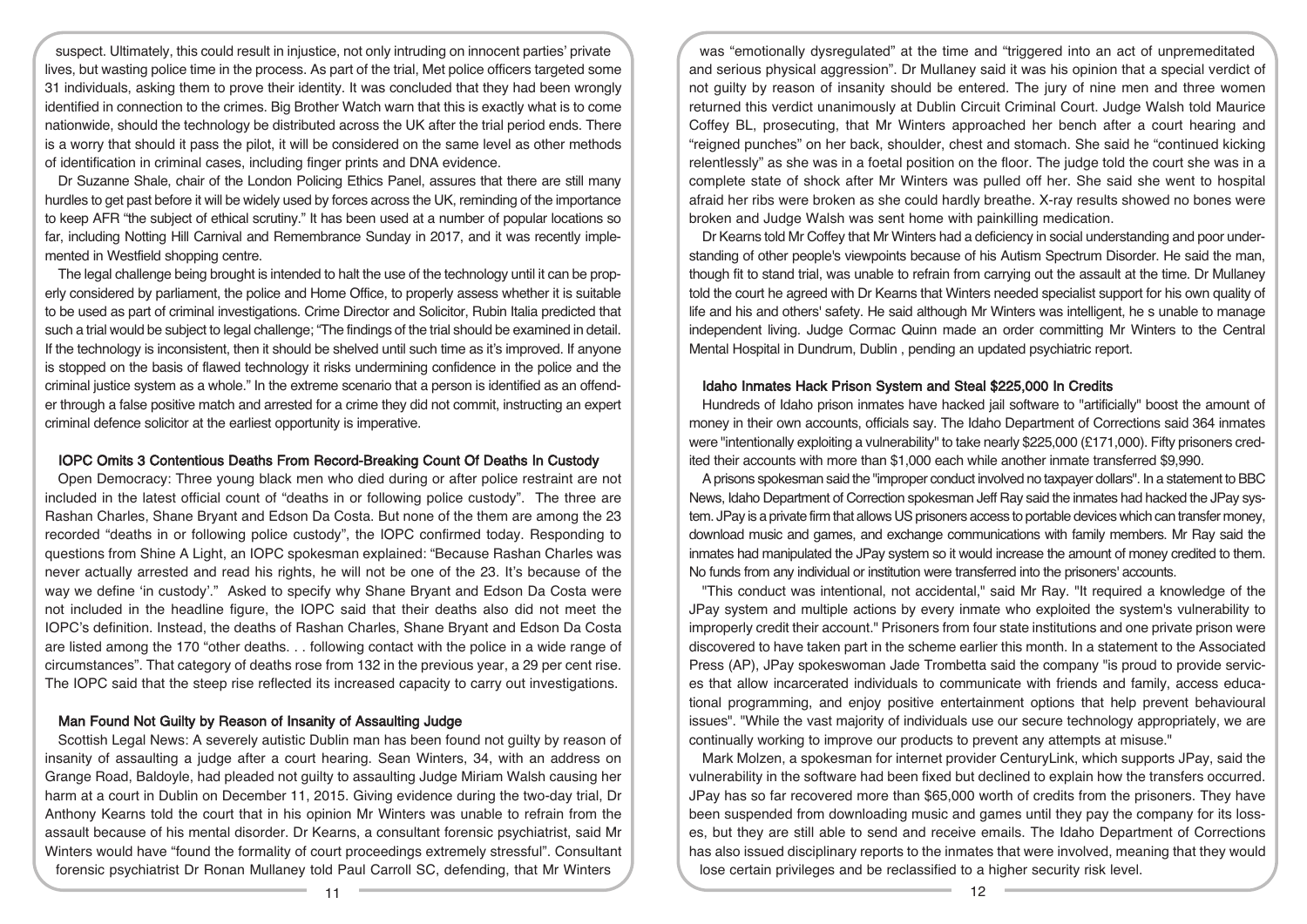suspect. Ultimately, this could result in injustice, not only intruding on innocent parties' private lives, but wasting police time in the process. As part of the trial, Met police officers targeted some 31 individuals, asking them to prove their identity. It was concluded that they had been wrongly identified in connection to the crimes. Big Brother Watch warn that this is exactly what is to come nationwide, should the technology be distributed across the UK after the trial period ends. There is a worry that should it pass the pilot, it will be considered on the same level as other methods of identification in criminal cases, including finger prints and DNA evidence.

Dr Suzanne Shale, chair of the London Policing Ethics Panel, assures that there are still many hurdles to get past before it will be widely used by forces across the UK, reminding of the importance to keep AFR "the subject of ethical scrutiny." It has been used at a number of popular locations so far, including Notting Hill Carnival and Remembrance Sunday in 2017, and it was recently implemented in Westfield shopping centre.

The legal challenge being brought is intended to halt the use of the technology until it can be properly considered by parliament, the police and Home Office, to properly assess whether it is suitable to be used as part of criminal investigations. Crime Director and Solicitor, Rubin Italia predicted that such a trial would be subject to legal challenge; "The findings of the trial should be examined in detail. If the technology is inconsistent, then it should be shelved until such time as it's improved. If anyone is stopped on the basis of flawed technology it risks undermining confidence in the police and the criminal justice system as a whole." In the extreme scenario that a person is identified as an offender through a false positive match and arrested for a crime they did not commit, instructing an expert criminal defence solicitor at the earliest opportunity is imperative.

### IOPC Omits 3 Contentious Deaths From Record-Breaking Count Of Deaths In Custody

Open Democracy: Three young black men who died during or after police restraint are not included in the latest official count of "deaths in or following police custody". The three are Rashan Charles, Shane Bryant and Edson Da Costa. But none of the them are among the 23 recorded "deaths in or following police custody", the IOPC confirmed today. Responding to questions from Shine A Light, an IOPC spokesman explained: "Because Rashan Charles was never actually arrested and read his rights, he will not be one of the 23. It's because of the way we define 'in custody'." Asked to specify why Shane Bryant and Edson Da Costa were not included in the headline figure, the IOPC said that their deaths also did not meet the IOPC's definition. Instead, the deaths of Rashan Charles, Shane Bryant and Edson Da Costa are listed among the 170 "other deaths. . . following contact with the police in a wide range of circumstances". That category of deaths rose from 132 in the previous year, a 29 per cent rise. The IOPC said that the steep rise reflected its increased capacity to carry out investigations.

### Man Found Not Guilty by Reason of Insanity of Assaulting Judge

Scottish Legal News: A severely autistic Dublin man has been found not guilty by reason of insanity of assaulting a judge after a court hearing. Sean Winters, 34, with an address on Grange Road, Baldoyle, had pleaded not guilty to assaulting Judge Miriam Walsh causing her harm at a court in Dublin on December 11, 2015. Giving evidence during the two-day trial, Dr Anthony Kearns told the court that in his opinion Mr Winters was unable to refrain from the assault because of his mental disorder. Dr Kearns, a consultant forensic psychiatrist, said Mr Winters would have "found the formality of court proceedings extremely stressful". Consultant forensic psychiatrist Dr Ronan Mullaney told Paul Carroll SC, defending, that Mr Winters was "emotionally dysregulated" at the time and "triggered into an act of unpremeditated and serious physical aggression". Dr Mullaney said it was his opinion that a special verdict of not guilty by reason of insanity should be entered. The jury of nine men and three women returned this verdict unanimously at Dublin Circuit Criminal Court. Judge Walsh told Maurice Coffey BL, prosecuting, that Mr Winters approached her bench after a court hearing and "reigned punches" on her back, shoulder, chest and stomach. She said he "continued kicking relentlessly" as she was in a foetal position on the floor. The judge told the court she was in a complete state of shock after Mr Winters was pulled off her. She said she went to hospital afraid her ribs were broken as she could hardly breathe. X-ray results showed no bones were broken and Judge Walsh was sent home with painkilling medication.

Dr Kearns told Mr Coffey that Mr Winters had a deficiency in social understanding and poor understanding of other people's viewpoints because of his Autism Spectrum Disorder. He said the man, though fit to stand trial, was unable to refrain from carrying out the assault at the time. Dr Mullaney told the court he agreed with Dr Kearns that Winters needed specialist support for his own quality of life and his and others' safety. He said although Mr Winters was intelligent, he s unable to manage independent living. Judge Cormac Quinn made an order committing Mr Winters to the Central Mental Hospital in Dundrum, Dublin , pending an updated psychiatric report.

### Idaho Inmates Hack Prison System and Steal $225,000 In Credits

Hundreds of Idaho prison inmates have hacked jail software to "artificially" boost the amount of money in their own accounts, officials say. The Idaho Department of Corrections said 364 inmates were "intentionally exploiting a vulnerability" to take nearly $225,000 (£171,000). Fifty prisoners credited their accounts with more than $1,000 each while another inmate transferred $9,990.

A prisons spokesman said the "improper conduct involved no taxpayer dollars". In a statement to BBC News, Idaho Department of Correction spokesman Jeff Ray said the inmates had hacked the JPay system. JPay is a private firm that allows US prisoners access to portable devices which can transfer money, download music and games, and exchange communications with family members. Mr Ray said the inmates had manipulated the JPay system so it would increase the amount of money credited to them. No funds from any individual or institution were transferred into the prisoners' accounts.

"This conduct was intentional, not accidental," said Mr Ray. "It required a knowledge of the JPay system and multiple actions by every inmate who exploited the system's vulnerability to improperly credit their account." Prisoners from four state institutions and one private prison were discovered to have taken part in the scheme earlier this month. In a statement to the Associated Press (AP), JPay spokeswoman Jade Trombetta said the company "is proud to provide services that allow incarcerated individuals to communicate with friends and family, access educational programming, and enjoy positive entertainment options that help prevent behavioural issues". "While the vast majority of individuals use our secure technology appropriately, we are continually working to improve our products to prevent any attempts at misuse."

Mark Molzen, a spokesman for internet provider CenturyLink, which supports JPay, said the vulnerability in the software had been fixed but declined to explain how the transfers occurred. JPay has so far recovered more than $65,000 worth of credits from the prisoners. They have been suspended from downloading music and games until they pay the company for its losses, but they are still able to send and receive emails. The Idaho Department of Corrections has also issued disciplinary reports to the inmates that were involved, meaning that they would lose certain privileges and be reclassified to a higher security risk level.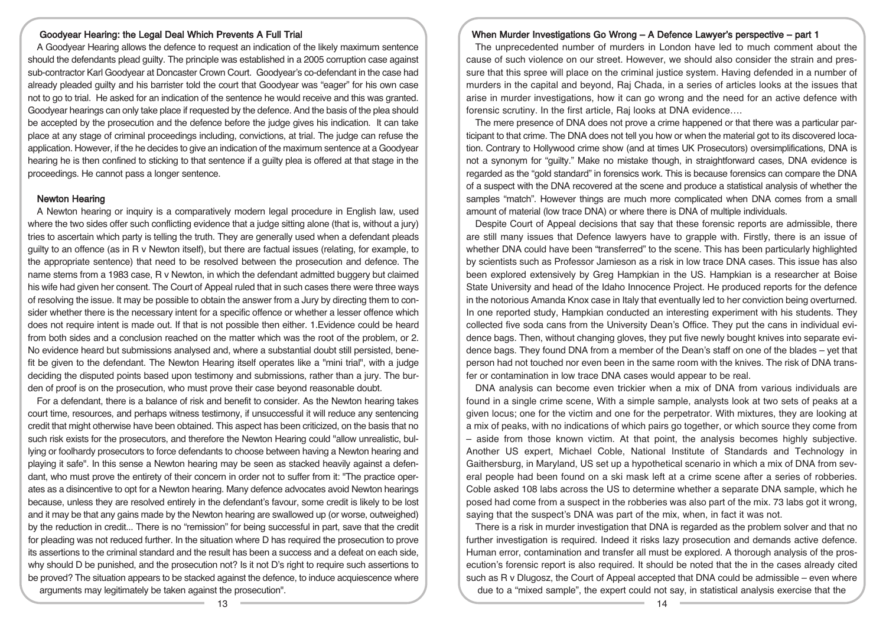## Goodyear Hearing: the Legal Deal Which Prevents A Full Trial

A Goodyear Hearing allows the defence to request an indication of the likely maximum sentence should the defendants plead guilty. The principle was established in a 2005 corruption case against sub-contractor Karl Goodyear at Doncaster Crown Court. Goodyear's co-defendant in the case had already pleaded guilty and his barrister told the court that Goodyear was "eager" for his own case not to go to trial. He asked for an indication of the sentence he would receive and this was granted. Goodyear hearings can only take place if requested by the defence. And the basis of the plea should be accepted by the prosecution and the defence before the judge gives his indication. It can take place at any stage of criminal proceedings including, convictions, at trial. The judge can refuse the application. However, if the he decides to give an indication of the maximum sentence at a Goodyear hearing he is then confined to sticking to that sentence if a guilty plea is offered at that stage in the proceedings. He cannot pass a longer sentence.

## Newton Hearing

A Newton hearing or inquiry is a comparatively modern legal procedure in English law, used where the two sides offer such conflicting evidence that a judge sitting alone (that is, without a jury) tries to ascertain which party is telling the truth. They are generally used when a defendant pleads guilty to an offence (as in R v Newton itself), but there are factual issues (relating, for example, to the appropriate sentence) that need to be resolved between the prosecution and defence. The name stems from a 1983 case, R v Newton, in which the defendant admitted buggery but claimed his wife had given her consent. The Court of Appeal ruled that in such cases there were three ways of resolving the issue. It may be possible to obtain the answer from a Jury by directing them to consider whether there is the necessary intent for a specific offence or whether a lesser offence which does not require intent is made out. If that is not possible then either. 1.Evidence could be heard from both sides and a conclusion reached on the matter which was the root of the problem, or 2. No evidence heard but submissions analysed and, where a substantial doubt still persisted, benefit be given to the defendant. The Newton Hearing itself operates like a "mini trial", with a judge deciding the disputed points based upon testimony and submissions, rather than a jury. The burden of proof is on the prosecution, who must prove their case beyond reasonable doubt.

For a defendant, there is a balance of risk and benefit to consider. As the Newton hearing takes court time, resources, and perhaps witness testimony, if unsuccessful it will reduce any sentencing credit that might otherwise have been obtained. This aspect has been criticized, on the basis that no such risk exists for the prosecutors, and therefore the Newton Hearing could "allow unrealistic, bullying or foolhardy prosecutors to force defendants to choose between having a Newton hearing and playing it safe". In this sense a Newton hearing may be seen as stacked heavily against a defendant, who must prove the entirety of their concern in order not to suffer from it: "The practice operates as a disincentive to opt for a Newton hearing. Many defence advocates avoid Newton hearings because, unless they are resolved entirely in the defendant's favour, some credit is likely to be lost and it may be that any gains made by the Newton hearing are swallowed up (or worse, outweighed) by the reduction in credit... There is no "remission" for being successful in part, save that the credit for pleading was not reduced further. In the situation where D has required the prosecution to prove its assertions to the criminal standard and the result has been a success and a defeat on each side, why should D be punished, and the prosecution not? Is it not D's right to require such assertions to be proved? The situation appears to be stacked against the defence, to induce acquiescence where arguments may legitimately be taken against the prosecution".

## When Murder Investigations Go Wrong – A Defence Lawyer's perspective – part 1

The unprecedented number of murders in London have led to much comment about the cause of such violence on our street. However, we should also consider the strain and pressure that this spree will place on the criminal justice system. Having defended in a number of murders in the capital and beyond, Raj Chada, in a series of articles looks at the issues that arise in murder investigations, how it can go wrong and the need for an active defence with forensic scrutiny. In the first article, Raj looks at DNA evidence….

The mere presence of DNA does not prove a crime happened or that there was a particular participant to that crime. The DNA does not tell you how or when the material got to its discovered location. Contrary to Hollywood crime show (and at times UK Prosecutors) oversimplifications, DNA is not a synonym for "guilty." Make no mistake though, in straightforward cases, DNA evidence is regarded as the "gold standard" in forensics work. This is because forensics can compare the DNA of a suspect with the DNA recovered at the scene and produce a statistical analysis of whether the samples "match". However things are much more complicated when DNA comes from a small amount of material (low trace DNA) or where there is DNA of multiple individuals.

Despite Court of Appeal decisions that say that these forensic reports are admissible, there are still many issues that Defence lawyers have to grapple with. Firstly, there is an issue of whether DNA could have been "transferred" to the scene. This has been particularly highlighted by scientists such as Professor Jamieson as a risk in low trace DNA cases. This issue has also been explored extensively by Greg Hampkian in the US. Hampkian is a researcher at Boise State University and head of the Idaho Innocence Project. He produced reports for the defence in the notorious Amanda Knox case in Italy that eventually led to her conviction being overturned. In one reported study, Hampkian conducted an interesting experiment with his students. They collected five soda cans from the University Dean's Office. They put the cans in individual evidence bags. Then, without changing gloves, they put five newly bought knives into separate evidence bags. They found DNA from a member of the Dean's staff on one of the blades – yet that person had not touched nor even been in the same room with the knives. The risk of DNA transfer or contamination in low trace DNA cases would appear to be real.

DNA analysis can become even trickier when a mix of DNA from various individuals are found in a single crime scene, With a simple sample, analysts look at two sets of peaks at a given locus; one for the victim and one for the perpetrator. With mixtures, they are looking at a mix of peaks, with no indications of which pairs go together, or which source they come from – aside from those known victim. At that point, the analysis becomes highly subjective. Another US expert, Michael Coble, National Institute of Standards and Technology in Gaithersburg, in Maryland, US set up a hypothetical scenario in which a mix of DNA from several people had been found on a ski mask left at a crime scene after a series of robberies. Coble asked 108 labs across the US to determine whether a separate DNA sample, which he posed had come from a suspect in the robberies was also part of the mix. 73 labs got it wrong, saying that the suspect's DNA was part of the mix, when, in fact it was not.

There is a risk in murder investigation that DNA is regarded as the problem solver and that no further investigation is required. Indeed it risks lazy prosecution and demands active defence. Human error, contamination and transfer all must be explored. A thorough analysis of the prosecution's forensic report is also required. It should be noted that the in the cases already cited such as R v Dlugosz, the Court of Appeal accepted that DNA could be admissible – even where due to a "mixed sample", the expert could not say, in statistical analysis exercise that the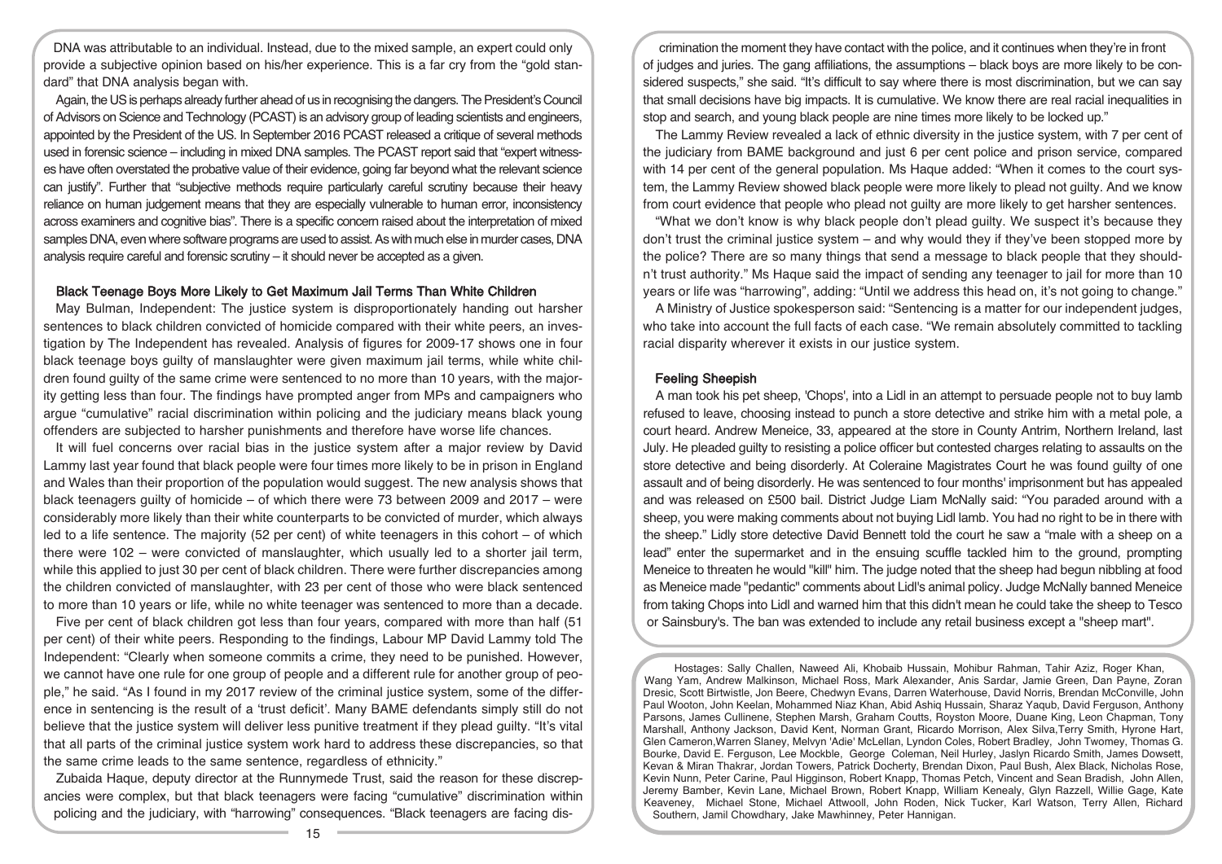DNA was attributable to an individual. Instead, due to the mixed sample, an expert could only provide a subjective opinion based on his/her experience. This is a far cry from the "gold standard" that DNA analysis began with.

Again, the US is perhaps already further ahead of us in recognising the dangers. The President's Council of Advisors on Science and Technology (PCAST) is an advisory group of leading scientists and engineers, appointed by the President of the US. In September 2016 PCAST released a critique of several methods used in forensic science – including in mixed DNA samples. The PCAST report said that "expert witnesses have often overstated the probative value of their evidence, going far beyond what the relevant science can justify". Further that "subjective methods require particularly careful scrutiny because their heavy reliance on human judgement means that they are especially vulnerable to human error, inconsistency across examiners and cognitive bias". There is a specific concern raised about the interpretation of mixed samples DNA, even where software programs are used to assist. As with much else in murder cases, DNA analysis require careful and forensic scrutiny – it should never be accepted as a given.

### Black Teenage Boys More Likely to Get Maximum Jail Terms Than White Children

May Bulman, Independent: The justice system is disproportionately handing out harsher sentences to black children convicted of homicide compared with their white peers, an investigation by The Independent has revealed. Analysis of figures for 2009-17 shows one in four black teenage boys guilty of manslaughter were given maximum jail terms, while white children found guilty of the same crime were sentenced to no more than 10 years, with the majority getting less than four. The findings have prompted anger from MPs and campaigners who argue "cumulative" racial discrimination within policing and the judiciary means black young offenders are subjected to harsher punishments and therefore have worse life chances.

It will fuel concerns over racial bias in the justice system after a major review by David Lammy last year found that black people were four times more likely to be in prison in England and Wales than their proportion of the population would suggest. The new analysis shows that black teenagers guilty of homicide – of which there were 73 between 2009 and 2017 – were considerably more likely than their white counterparts to be convicted of murder, which always led to a life sentence. The majority (52 per cent) of white teenagers in this cohort – of which there were 102 – were convicted of manslaughter, which usually led to a shorter jail term, while this applied to just 30 per cent of black children. There were further discrepancies among the children convicted of manslaughter, with 23 per cent of those who were black sentenced to more than 10 years or life, while no white teenager was sentenced to more than a decade.

Five per cent of black children got less than four years, compared with more than half (51 per cent) of their white peers. Responding to the findings, Labour MP David Lammy told The Independent: "Clearly when someone commits a crime, they need to be punished. However, we cannot have one rule for one group of people and a different rule for another group of people," he said. "As I found in my 2017 review of the criminal justice system, some of the difference in sentencing is the result of a 'trust deficit'. Many BAME defendants simply still do not believe that the justice system will deliver less punitive treatment if they plead guilty. "It's vital that all parts of the criminal justice system work hard to address these discrepancies, so that the same crime leads to the same sentence, regardless of ethnicity."

Zubaida Haque, deputy director at the Runnymede Trust, said the reason for these discrepancies were complex, but that black teenagers were facing "cumulative" discrimination within policing and the judiciary, with "harrowing" consequences. "Black teenagers are facing discrimination the moment they have contact with the police, and it continues when they're in front of judges and juries. The gang affiliations, the assumptions – black boys are more likely to be considered suspects," she said. "It's difficult to say where there is most discrimination, but we can say that small decisions have big impacts. It is cumulative. We know there are real racial inequalities in stop and search, and young black people are nine times more likely to be locked up."

The Lammy Review revealed a lack of ethnic diversity in the justice system, with 7 per cent of the judiciary from BAME background and just 6 per cent police and prison service, compared with 14 per cent of the general population. Ms Haque added: "When it comes to the court system, the Lammy Review showed black people were more likely to plead not guilty. And we know from court evidence that people who plead not guilty are more likely to get harsher sentences.

"What we don't know is why black people don't plead guilty. We suspect it's because they don't trust the criminal justice system – and why would they if they've been stopped more by the police? There are so many things that send a message to black people that they shouldn't trust authority." Ms Haque said the impact of sending any teenager to jail for more than 10 years or life was "harrowing", adding: "Until we address this head on, it's not going to change."

A Ministry of Justice spokesperson said: "Sentencing is a matter for our independent judges, who take into account the full facts of each case. "We remain absolutely committed to tackling racial disparity wherever it exists in our justice system.

### Feeling Sheepish

A man took his pet sheep, 'Chops', into a Lidl in an attempt to persuade people not to buy lamb refused to leave, choosing instead to punch a store detective and strike him with a metal pole, a court heard. Andrew Meneice, 33, appeared at the store in County Antrim, Northern Ireland, last July. He pleaded guilty to resisting a police officer but contested charges relating to assaults on the store detective and being disorderly. At Coleraine Magistrates Court he was found guilty of one assault and of being disorderly. He was sentenced to four months' imprisonment but has appealed and was released on £500 bail. District Judge Liam McNally said: "You paraded around with a sheep, you were making comments about not buying Lidl lamb. You had no right to be in there with the sheep." Lidly store detective David Bennett told the court he saw a "male with a sheep on a lead" enter the supermarket and in the ensuing scuffle tackled him to the ground, prompting Meneice to threaten he would "kill" him. The judge noted that the sheep had begun nibbling at food as Meneice made "pedantic" comments about Lidl's animal policy. Judge McNally banned Meneice from taking Chops into Lidl and warned him that this didn't mean he could take the sheep to Tesco or Sainsbury's. The ban was extended to include any retail business except a "sheep mart".

Hostages: Sally Challen, Naweed Ali, Khobaib Hussain, Mohibur Rahman, Tahir Aziz, Roger Khan, Wang Yam, Andrew Malkinson, Michael Ross, Mark Alexander, Anis Sardar, Jamie Green, Dan Payne, Zoran Dresic, Scott Birtwistle, Jon Beere, Chedwyn Evans, Darren Waterhouse, David Norris, Brendan McConville, John Paul Wooton, John Keelan, Mohammed Niaz Khan, Abid Ashiq Hussain, Sharaz Yaqub, David Ferguson, Anthony Parsons, James Cullinene, Stephen Marsh, Graham Coutts, Royston Moore, Duane King, Leon Chapman, Tony Marshall, Anthony Jackson, David Kent, Norman Grant, Ricardo Morrison, Alex Silva,Terry Smith, Hyrone Hart, Glen Cameron,Warren Slaney, Melvyn 'Adie' McLellan, Lyndon Coles, Robert Bradley, John Twomey, Thomas G. Bourke, David E. Ferguson, Lee Mockble, George Coleman, Neil Hurley, Jaslyn Ricardo Smith, James Dowsett, Kevan & Miran Thakrar, Jordan Towers, Patrick Docherty, Brendan Dixon, Paul Bush, Alex Black, Nicholas Rose, Kevin Nunn, Peter Carine, Paul Higginson, Robert Knapp, Thomas Petch, Vincent and Sean Bradish, John Allen, Jeremy Bamber, Kevin Lane, Michael Brown, Robert Knapp, William Kenealy, Glyn Razzell, Willie Gage, Kate Keaveney, Michael Stone, Michael Attwooll, John Roden, Nick Tucker, Karl Watson, Terry Allen, Richard Southern, Jamil Chowdhary, Jake Mawhinney, Peter Hannigan.